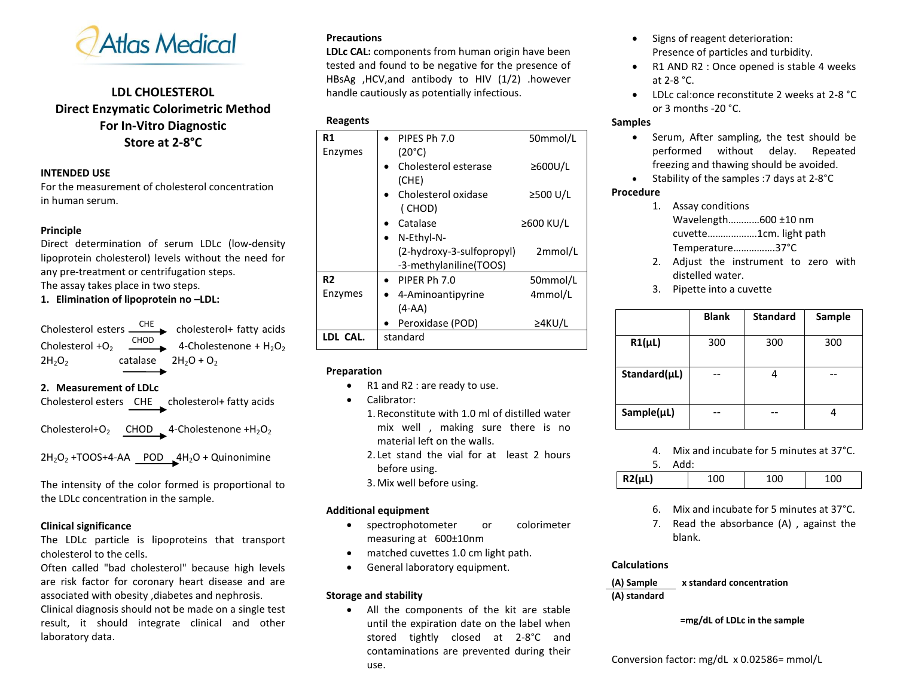Atlas Medical

# LDL CHOLESTEROL
## Direct Enzymatic Colorimetric Method
## For In-Vitro Diagnostic
## Store at 2-8°C

### INTENDED USE

For the measurement of cholesterol concentration in human serum.

### Principle

Direct determination of serum LDLc (low-density lipoprotein cholesterol) levels without the need for any pre-treatment or centrifugation steps.

The assay takes place in two steps.

**1. Elimination of lipoprotein no –LDL:**

$$\text{Cholesterol esters} \xrightarrow{CHE} \text{cholesterol+ fatty acids}$$

$$\text{Cholesterol} + O_2 \xrightarrow{CHOD} \text{4-Cholestenone} + H_2O_2$$

$$2H_2O_2 \xrightarrow{catalase} 2H_2O + O_2$$

**2. Measurement of LDLc**

$$\text{Cholesterol esters} \xrightarrow{CHE} \text{cholesterol+ fatty acids}$$

$$\text{Cholesterol}+O_2 \xrightarrow{CHOD} \text{4-Cholestenone} +H_2O_2$$

$$2H_2O_2 + TOOS + 4\text{-}AA \xrightarrow{POD} 4H_2O + \text{Quinonimine}$$

The intensity of the color formed is proportional to the LDLc concentration in the sample.

### Clinical significance

The LDLc particle is lipoproteins that transport cholesterol to the cells.

Often called "bad cholesterol" because high levels are risk factor for coronary heart disease and are associated with obesity ,diabetes and nephrosis.

Clinical diagnosis should not be made on a single test result, it should integrate clinical and other laboratory data.

### Precautions

**LDLc CAL:** components from human origin have been tested and found to be negative for the presence of HBsAg ,HCV,and antibody to HIV (1/2) .however handle cautiously as potentially infectious.

### Reagents

| | | |
|---|---|---|
| **R1** Enzymes | • PIPES Ph 7.0 (20°C) | 50mmol/L |
| | • Cholesterol esterase (CHE) | ≥600U/L |
| | • Cholesterol oxidase ( CHOD) | ≥500 U/L |
| | • Catalase | ≥600 KU/L |
| | • N-Ethyl-N-(2-hydroxy-3-sulfopropyl)-3-methylaniline(TOOS) | 2mmol/L |
| **R2** Enzymes | • PIPER Ph 7.0 | 50mmol/L |
| | • 4-Aminoantipyrine (4-AA) | 4mmol/L |
| | • Peroxidase (POD) | ≥4KU/L |
| **LDL CAL.** | standard | |

### Preparation

- R1 and R2 : are ready to use.
- Calibrator:
  1. Reconstitute with 1.0 ml of distilled water mix well , making sure there is no material left on the walls.
  2. Let stand the vial for at least 2 hours before using.
  3. Mix well before using.

### Additional equipment

- spectrophotometer or colorimeter measuring at 600±10nm
- matched cuvettes 1.0 cm light path.
- General laboratory equipment.

### Storage and stability

- All the components of the kit are stable until the expiration date on the label when stored tightly closed at 2-8°C and contaminations are prevented during their use.
- Signs of reagent deterioration: Presence of particles and turbidity.
- R1 AND R2 : Once opened is stable 4 weeks at 2-8 °C.
- LDLc cal:once reconstitute 2 weeks at 2-8 °C or 3 months -20 °C.

### Samples

- Serum, After sampling, the test should be performed without delay. Repeated freezing and thawing should be avoided.
- Stability of the samples :7 days at 2-8°C

### Procedure

1. Assay conditions
   Wavelength………..600 ±10 nm
   cuvette……………….1cm. light path
   Temperature……………37°C
2. Adjust the instrument to zero with distilled water.
3. Pipette into a cuvette

| | Blank | Standard | Sample |
|---|---|---|---|
| **R1(µL)** | 300 | 300 | 300 |
| **Standard(µL)** | -- | 4 | -- |
| **Sample(µL)** | -- | -- | 4 |

4. Mix and incubate for 5 minutes at 37°C.
5. Add:

| | | | |
|---|---|---|---|
| **R2(µL)** | 100 | 100 | 100 |

6. Mix and incubate for 5 minutes at 37°C.
7. Read the absorbance (A) , against the blank.

### Calculations

$$\frac{\textbf{(A) Sample}}{\textbf{(A) standard}} \textbf{ x standard concentration}$$

**=mg/dL of LDLc in the sample**

Conversion factor: mg/dL x 0.02586= mmol/L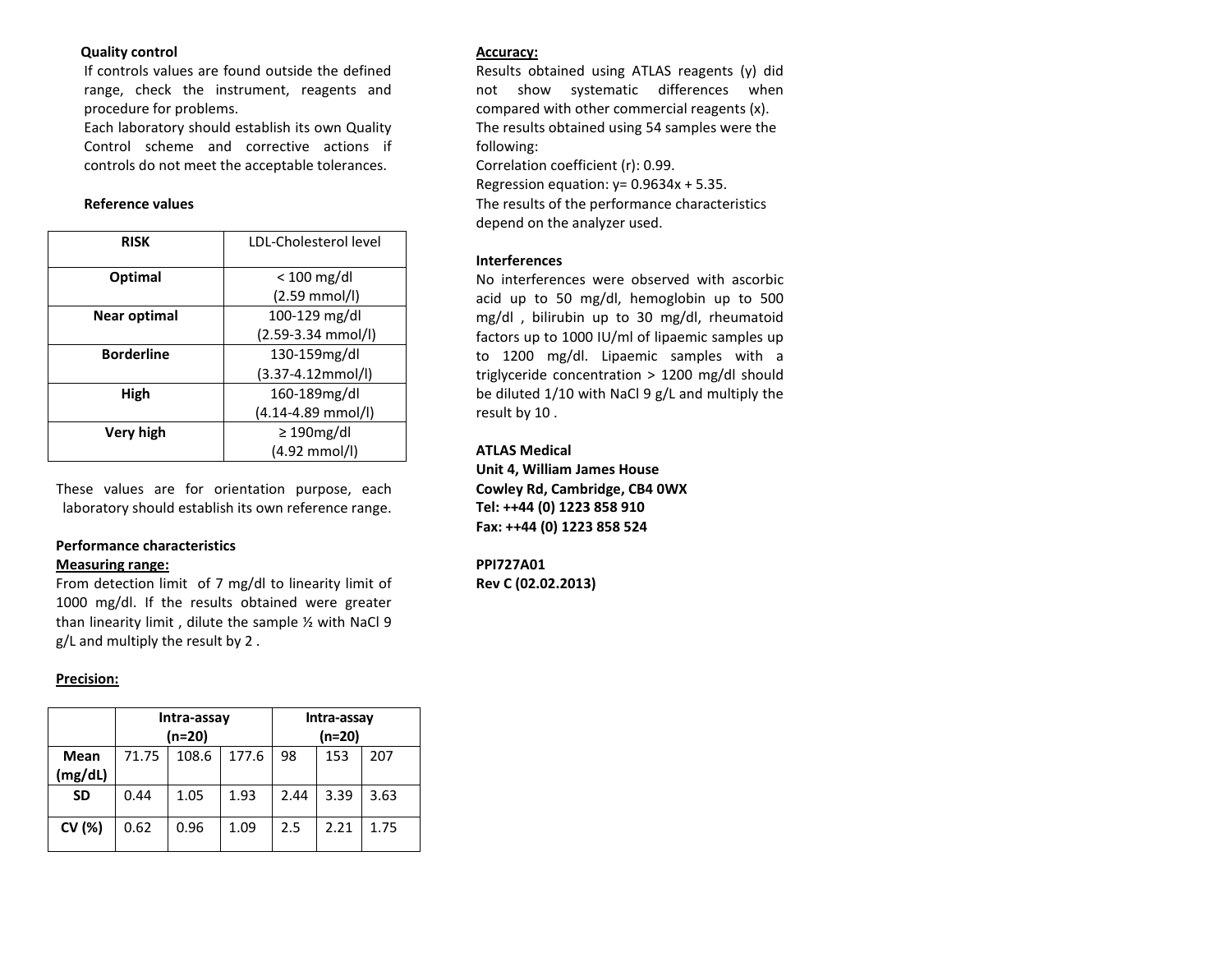**Quality control**

If controls values are found outside the defined range, check the instrument, reagents and procedure for problems.

Each laboratory should establish its own Quality Control scheme and corrective actions if controls do not meet the acceptable tolerances.

**Reference values**

| RISK | LDL-Cholesterol level |
|---|---|
| **Optimal** | < 100 mg/dl (2.59 mmol/l) |
| **Near optimal** | 100-129 mg/dl (2.59-3.34 mmol/l) |
| **Borderline** | 130-159mg/dl (3.37-4.12mmol/l) |
| **High** | 160-189mg/dl (4.14-4.89 mmol/l) |
| **Very high** | ≥ 190mg/dl (4.92 mmol/l) |

These values are for orientation purpose, each laboratory should establish its own reference range.

**Performance characteristics**

**Measuring range:**

From detection limit of 7 mg/dl to linearity limit of 1000 mg/dl. If the results obtained were greater than linearity limit , dilute the sample ½ with NaCl 9 g/L and multiply the result by 2 .

**Precision:**

| | Intra-assay (n=20) | | | Intra-assay (n=20) | | |
|---|---|---|---|---|---|---|
| **Mean (mg/dL)** | 71.75 | 108.6 | 177.6 | 98 | 153 | 207 |
| **SD** | 0.44 | 1.05 | 1.93 | 2.44 | 3.39 | 3.63 |
| **CV (%)** | 0.62 | 0.96 | 1.09 | 2.5 | 2.21 | 1.75 |

**Accuracy:**

Results obtained using ATLAS reagents (y) did not show systematic differences when compared with other commercial reagents (x).

The results obtained using 54 samples were the following:

Correlation coefficient (r): 0.99.

Regression equation: y= 0.9634x + 5.35.

The results of the performance characteristics depend on the analyzer used.

**Interferences**

No interferences were observed with ascorbic acid up to 50 mg/dl, hemoglobin up to 500 mg/dl , bilirubin up to 30 mg/dl, rheumatoid factors up to 1000 IU/ml of lipaemic samples up to 1200 mg/dl. Lipaemic samples with a triglyceride concentration > 1200 mg/dl should be diluted 1/10 with NaCl 9 g/L and multiply the result by 10 .

**ATLAS Medical**
**Unit 4, William James House**
**Cowley Rd, Cambridge, CB4 0WX**
**Tel: ++44 (0) 1223 858 910**
**Fax: ++44 (0) 1223 858 524**

**PPI727A01**
**Rev C (02.02.2013)**